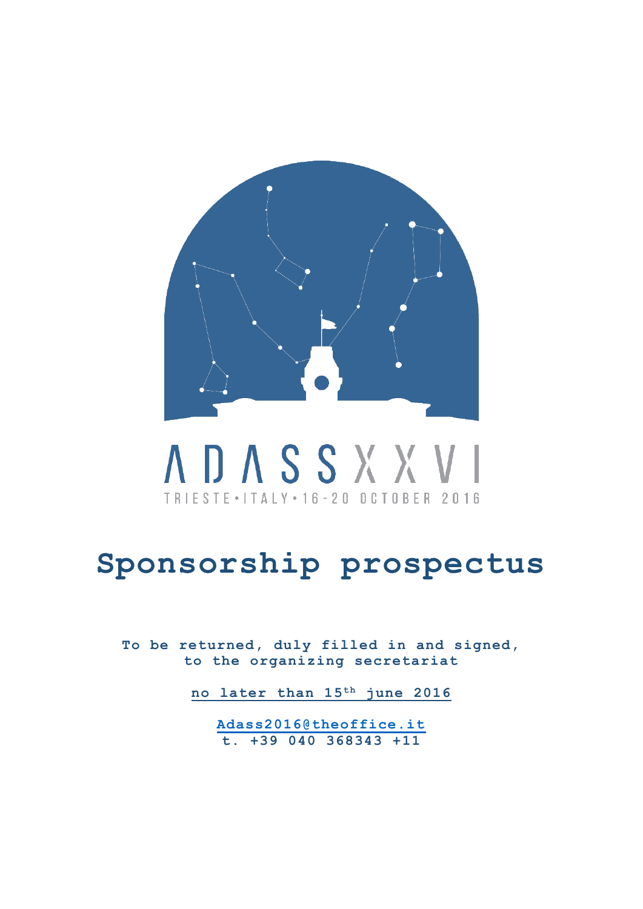ADASS XXVI

TRIESTE • ITALY • 16 - 20 OCTOBER 2016

# Sponsorship prospectus

**To be returned, duly filled in and signed, to the organizing secretariat**

**no later than 15th june 2016**

**Adass2016@theoffice.it**
**t. +39 040 368343 +11**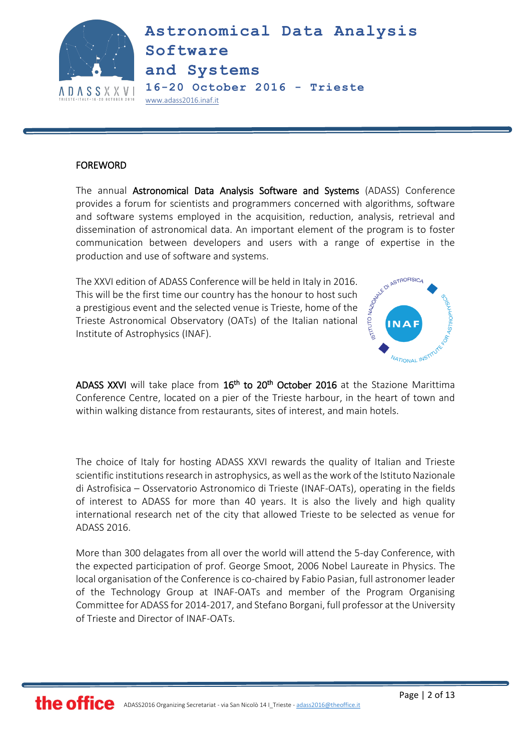## FOREWORD

The annual **Astronomical Data Analysis Software and Systems** (ADASS) Conference provides a forum for scientists and programmers concerned with algorithms, software and software systems employed in the acquisition, reduction, analysis, retrieval and dissemination of astronomical data. An important element of the program is to foster communication between developers and users with a range of expertise in the production and use of software and systems.

The XXVI edition of ADASS Conference will be held in Italy in 2016. This will be the first time our country has the honour to host such a prestigious event and the selected venue is Trieste, home of the Trieste Astronomical Observatory (OATs) of the Italian national Institute of Astrophysics (INAF).

**ADASS XXVI** will take place from **16th to 20th October 2016** at the Stazione Marittima Conference Centre, located on a pier of the Trieste harbour, in the heart of town and within walking distance from restaurants, sites of interest, and main hotels.

The choice of Italy for hosting ADASS XXVI rewards the quality of Italian and Trieste scientific institutions research in astrophysics, as well as the work of the Istituto Nazionale di Astrofisica – Osservatorio Astronomico di Trieste (INAF-OATs), operating in the fields of interest to ADASS for more than 40 years. It is also the lively and high quality international research net of the city that allowed Trieste to be selected as venue for ADASS 2016.

More than 300 delagates from all over the world will attend the 5-day Conference, with the expected participation of prof. George Smoot, 2006 Nobel Laureate in Physics. The local organisation of the Conference is co-chaired by Fabio Pasian, full astronomer leader of the Technology Group at INAF-OATs and member of the Program Organising Committee for ADASS for 2014-2017, and Stefano Borgani, full professor at the University of Trieste and Director of INAF-OATs.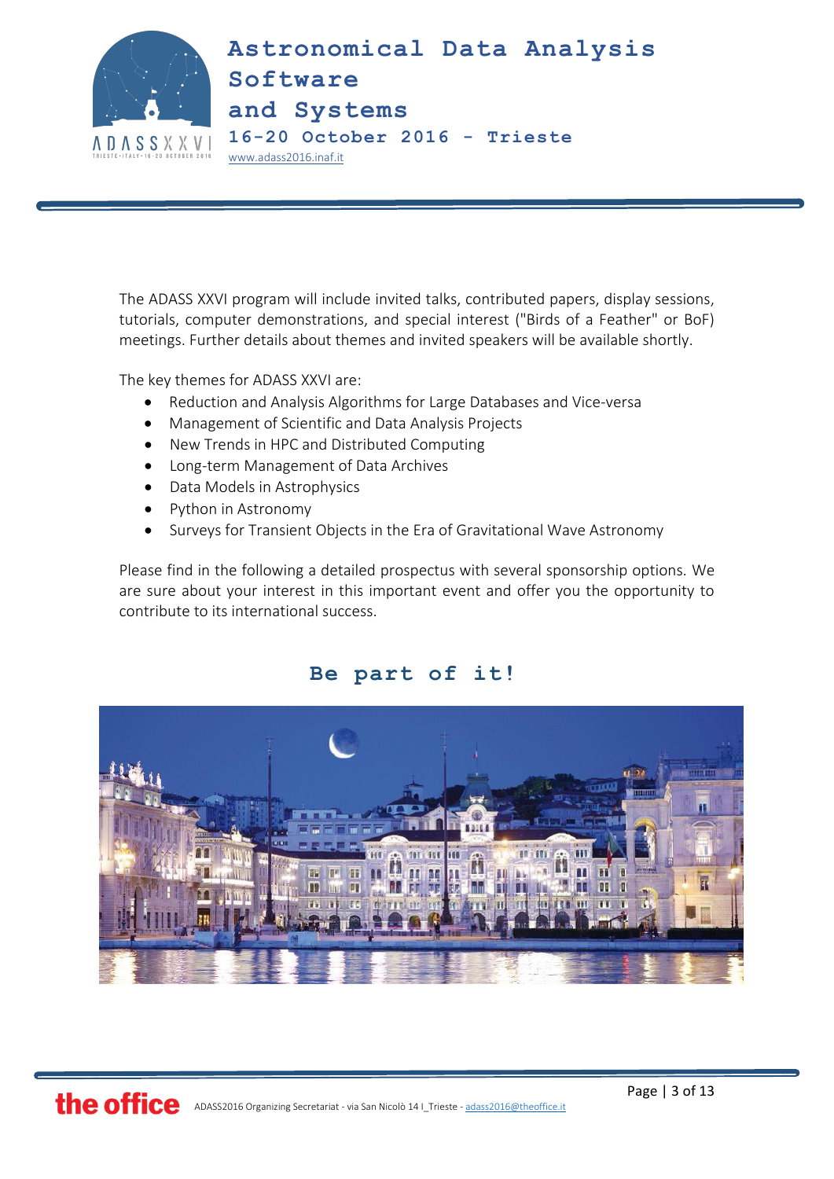The ADASS XXVI program will include invited talks, contributed papers, display sessions, tutorials, computer demonstrations, and special interest ("Birds of a Feather" or BoF) meetings. Further details about themes and invited speakers will be available shortly.

The key themes for ADASS XXVI are:

- Reduction and Analysis Algorithms for Large Databases and Vice-versa
- Management of Scientific and Data Analysis Projects
- New Trends in HPC and Distributed Computing
- Long-term Management of Data Archives
- Data Models in Astrophysics
- Python in Astronomy
- Surveys for Transient Objects in the Era of Gravitational Wave Astronomy

Please find in the following a detailed prospectus with several sponsorship options. We are sure about your interest in this important event and offer you the opportunity to contribute to its international success.

## Be part of it!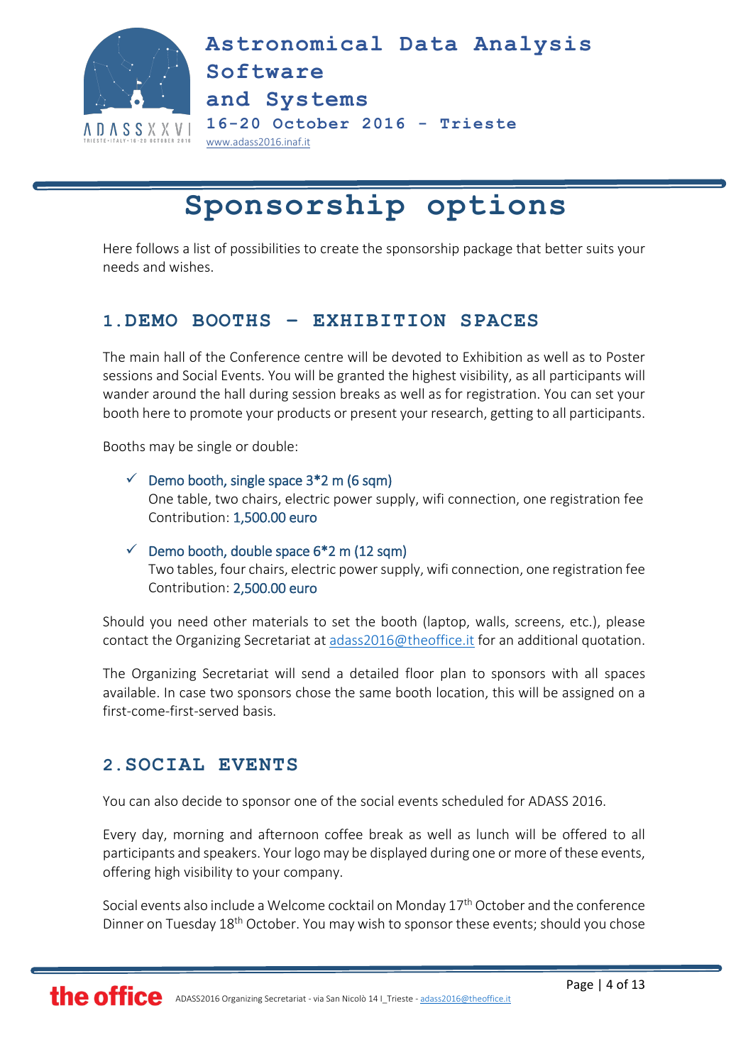# Sponsorship options

Here follows a list of possibilities to create the sponsorship package that better suits your needs and wishes.

## 1. DEMO BOOTHS – EXHIBITION SPACES

The main hall of the Conference centre will be devoted to Exhibition as well as to Poster sessions and Social Events. You will be granted the highest visibility, as all participants will wander around the hall during session breaks as well as for registration. You can set your booth here to promote your products or present your research, getting to all participants.

Booths may be single or double:

- ✓ Demo booth, single space 3*2 m (6 sqm)
  One table, two chairs, electric power supply, wifi connection, one registration fee
  Contribution: 1,500.00 euro

- ✓ Demo booth, double space 6*2 m (12 sqm)
  Two tables, four chairs, electric power supply, wifi connection, one registration fee
  Contribution: 2,500.00 euro

Should you need other materials to set the booth (laptop, walls, screens, etc.), please contact the Organizing Secretariat at adass2016@theoffice.it for an additional quotation.

The Organizing Secretariat will send a detailed floor plan to sponsors with all spaces available. In case two sponsors chose the same booth location, this will be assigned on a first-come-first-served basis.

## 2. SOCIAL EVENTS

You can also decide to sponsor one of the social events scheduled for ADASS 2016.

Every day, morning and afternoon coffee break as well as lunch will be offered to all participants and speakers. Your logo may be displayed during one or more of these events, offering high visibility to your company.

Social events also include a Welcome cocktail on Monday 17th October and the conference Dinner on Tuesday 18th October. You may wish to sponsor these events; should you chose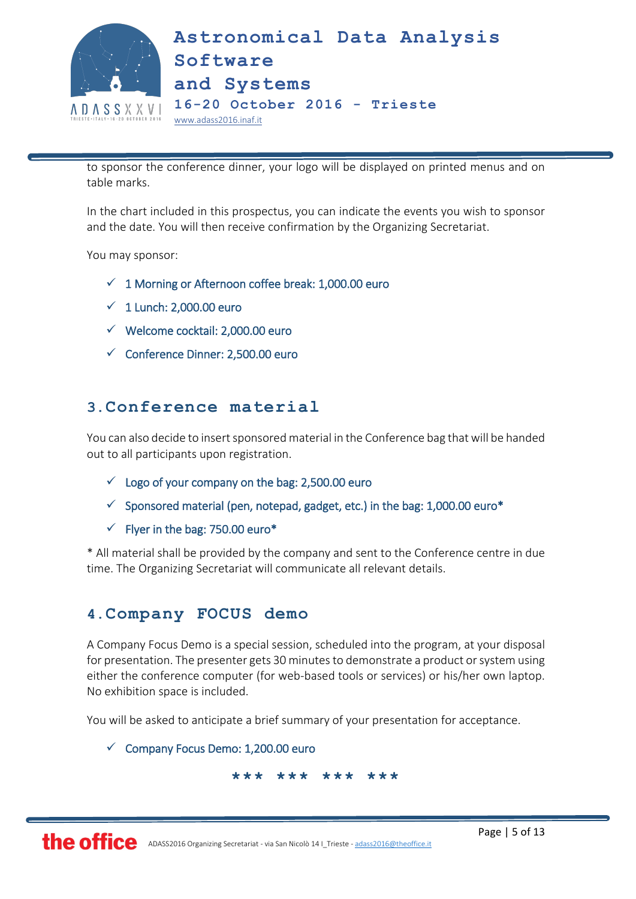to sponsor the conference dinner, your logo will be displayed on printed menus and on table marks.

In the chart included in this prospectus, you can indicate the events you wish to sponsor and the date. You will then receive confirmation by the Organizing Secretariat.

You may sponsor:

- ✓ 1 Morning or Afternoon coffee break: 1,000.00 euro
- ✓ 1 Lunch: 2,000.00 euro
- ✓ Welcome cocktail: 2,000.00 euro
- ✓ Conference Dinner: 2,500.00 euro

## 3. Conference material

You can also decide to insert sponsored material in the Conference bag that will be handed out to all participants upon registration.

- ✓ Logo of your company on the bag: 2,500.00 euro
- ✓ Sponsored material (pen, notepad, gadget, etc.) in the bag: 1,000.00 euro*
- ✓ Flyer in the bag: 750.00 euro*

* All material shall be provided by the company and sent to the Conference centre in due time. The Organizing Secretariat will communicate all relevant details.

## 4. Company FOCUS demo

A Company Focus Demo is a special session, scheduled into the program, at your disposal for presentation. The presenter gets 30 minutes to demonstrate a product or system using either the conference computer (for web-based tools or services) or his/her own laptop. No exhibition space is included.

You will be asked to anticipate a brief summary of your presentation for acceptance.

- ✓ Company Focus Demo: 1,200.00 euro

*** *** *** ***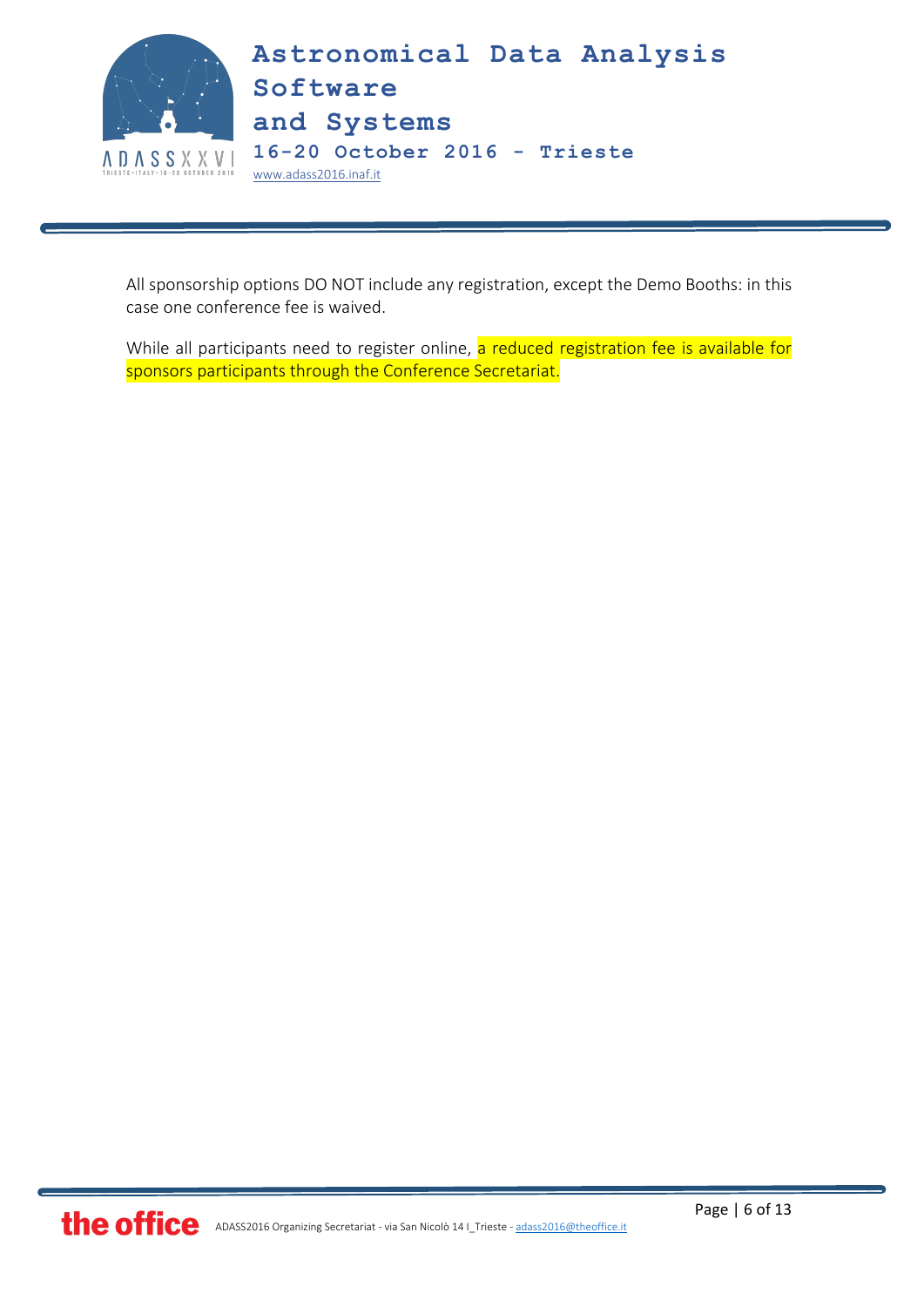All sponsorship options DO NOT include any registration, except the Demo Booths: in this case one conference fee is waived.

While all participants need to register online, a reduced registration fee is available for sponsors participants through the Conference Secretariat.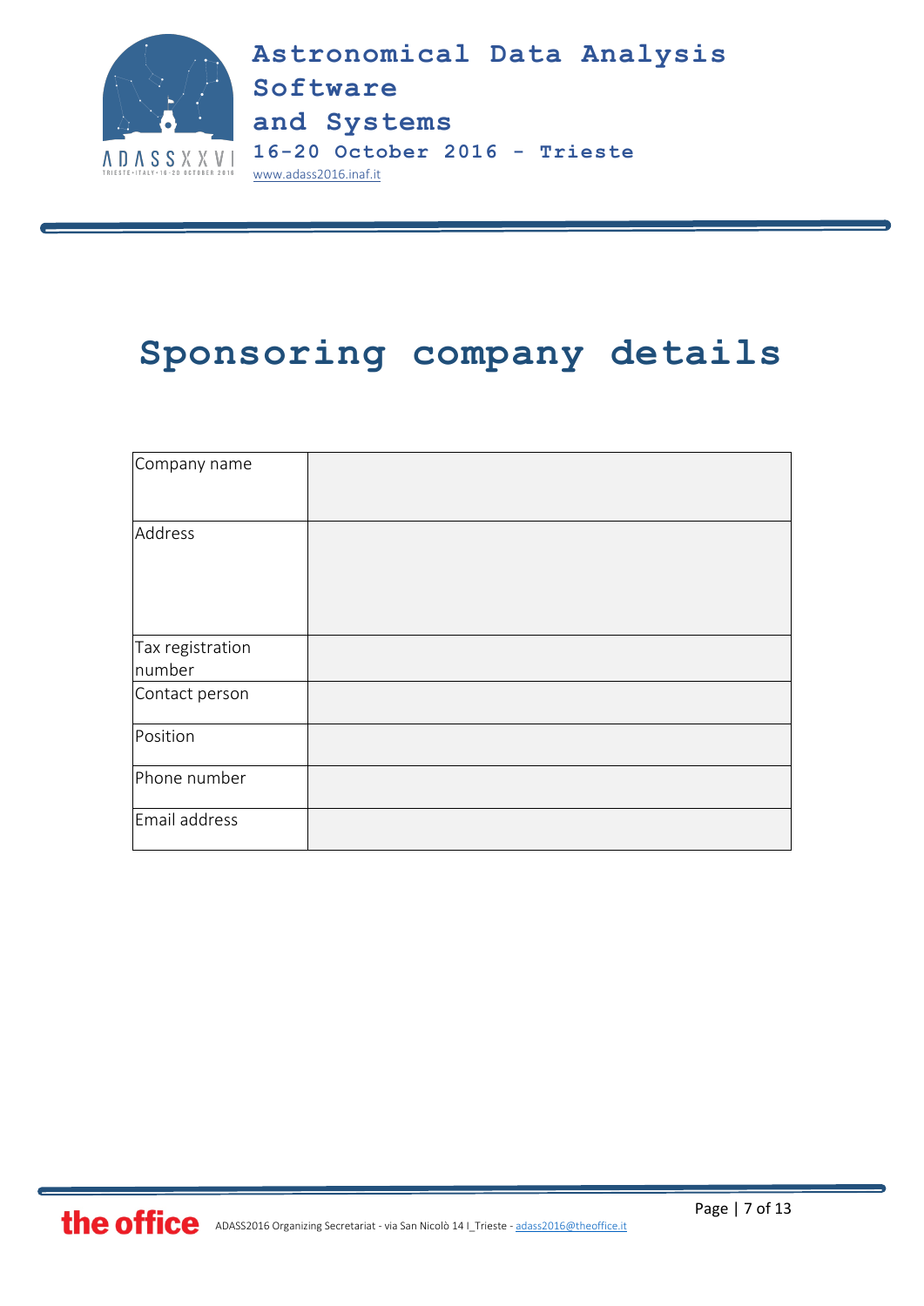# Sponsoring company details

| Company name | |
|---|---|
| Address | |
| Tax registration number | |
| Contact person | |
| Position | |
| Phone number | |
| Email address | |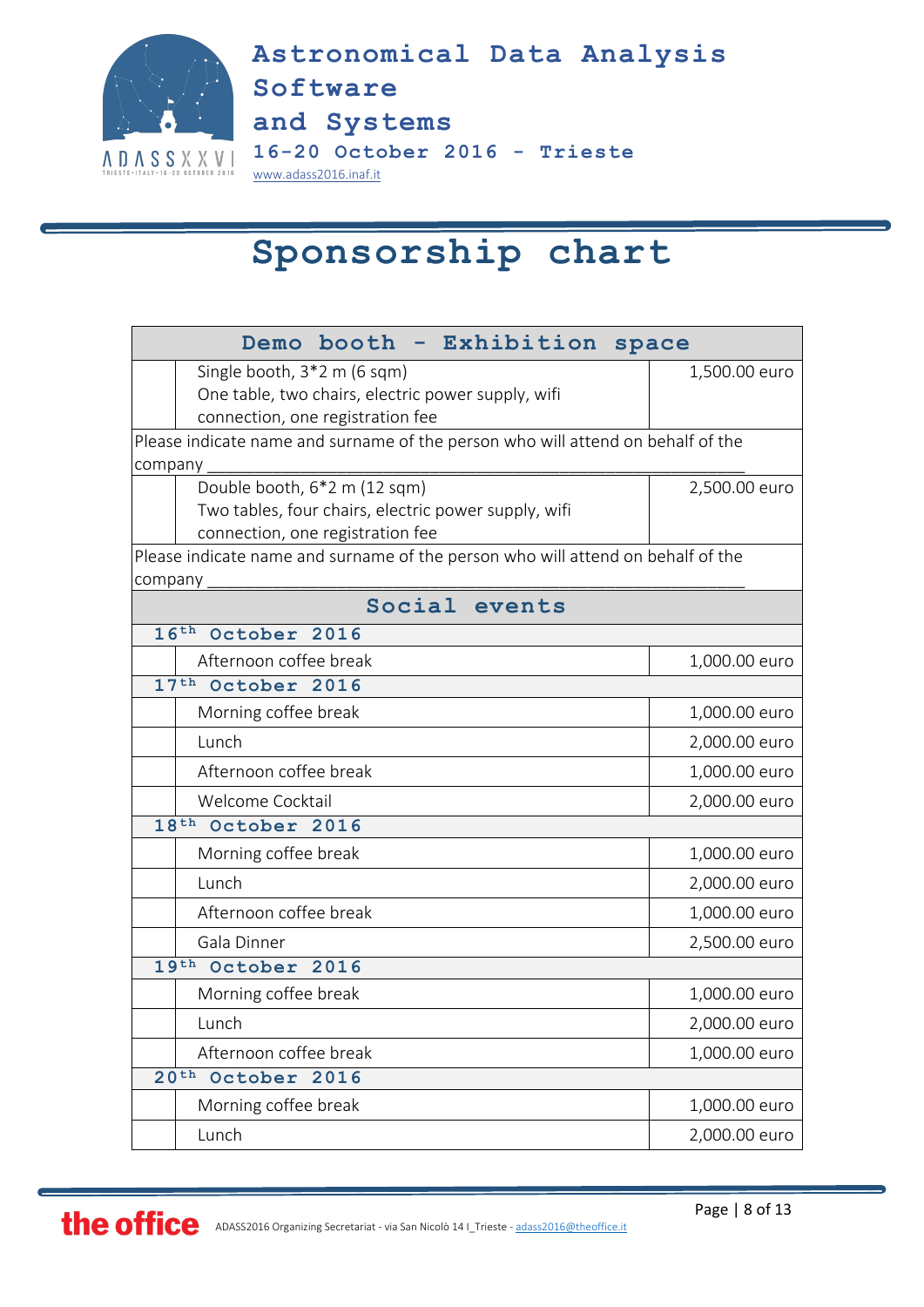# Sponsorship chart

| | Demo booth - Exhibition space | |
|---|---|---|
| | Single booth, 3*2 m (6 sqm)<br>One table, two chairs, electric power supply, wifi connection, one registration fee | 1,500.00 euro |
| Please indicate name and surname of the person who will attend on behalf of the company ___________________________________________________________ | | |
| | Double booth, 6*2 m (12 sqm)<br>Two tables, four chairs, electric power supply, wifi connection, one registration fee | 2,500.00 euro |
| Please indicate name and surname of the person who will attend on behalf of the company ___________________________________________________________ | | |
| | **Social events** | |
| **16th October 2016** | | |
| | Afternoon coffee break | 1,000.00 euro |
| **17th October 2016** | | |
| | Morning coffee break | 1,000.00 euro |
| | Lunch | 2,000.00 euro |
| | Afternoon coffee break | 1,000.00 euro |
| | Welcome Cocktail | 2,000.00 euro |
| **18th October 2016** | | |
| | Morning coffee break | 1,000.00 euro |
| | Lunch | 2,000.00 euro |
| | Afternoon coffee break | 1,000.00 euro |
| | Gala Dinner | 2,500.00 euro |
| **19th October 2016** | | |
| | Morning coffee break | 1,000.00 euro |
| | Lunch | 2,000.00 euro |
| | Afternoon coffee break | 1,000.00 euro |
| **20th October 2016** | | |
| | Morning coffee break | 1,000.00 euro |
| | Lunch | 2,000.00 euro |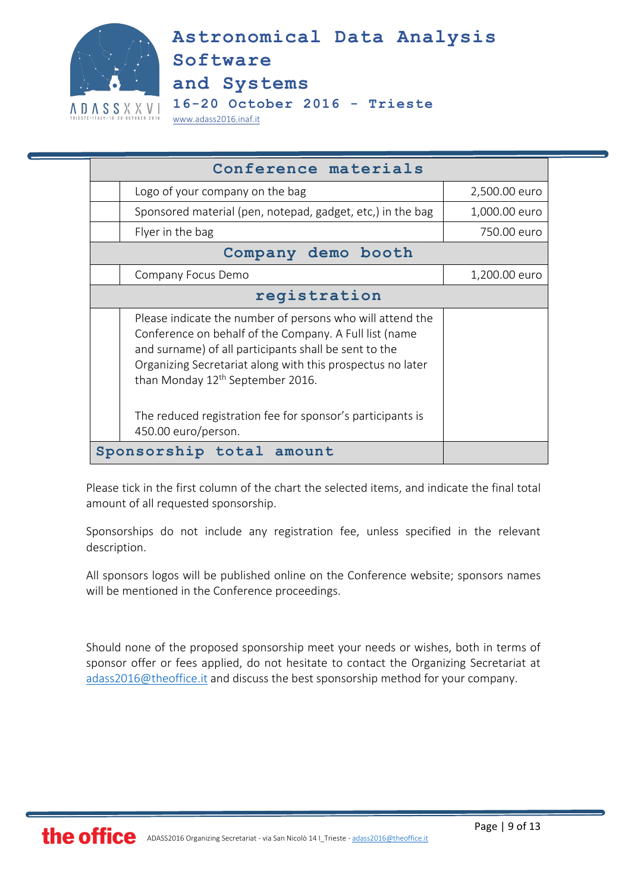| | Conference materials | |
|---|---|---|
| | Logo of your company on the bag | 2,500.00 euro |
| | Sponsored material (pen, notepad, gadget, etc,) in the bag | 1,000.00 euro |
| | Flyer in the bag | 750.00 euro |
| | **Company demo booth** | |
| | Company Focus Demo | 1,200.00 euro |
| | **registration** | |
| | Please indicate the number of persons who will attend the Conference on behalf of the Company. A Full list (name and surname) of all participants shall be sent to the Organizing Secretariat along with this prospectus no later than Monday 12th September 2016.<br><br>The reduced registration fee for sponsor's participants is 450.00 euro/person. | |
| **Sponsorship total amount** | | |

Please tick in the first column of the chart the selected items, and indicate the final total amount of all requested sponsorship.

Sponsorships do not include any registration fee, unless specified in the relevant description.

All sponsors logos will be published online on the Conference website; sponsors names will be mentioned in the Conference proceedings.

Should none of the proposed sponsorship meet your needs or wishes, both in terms of sponsor offer or fees applied, do not hesitate to contact the Organizing Secretariat at adass2016@theoffice.it and discuss the best sponsorship method for your company.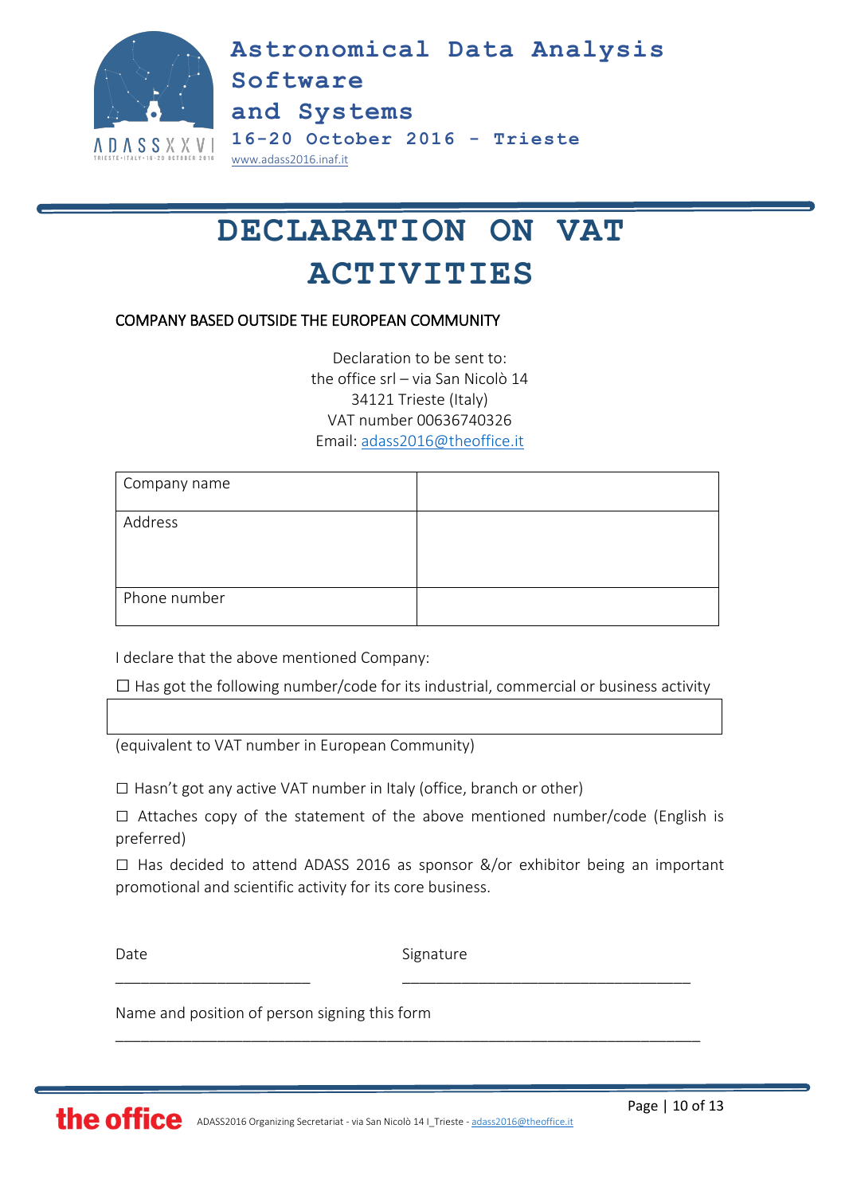# DECLARATION ON VAT ACTIVITIES

COMPANY BASED OUTSIDE THE EUROPEAN COMMUNITY

Declaration to be sent to:
the office srl – via San Nicolò 14
34121 Trieste (Italy)
VAT number 00636740326
Email: adass2016@theoffice.it

| Company name | |
|---|---|
| Address | |
| Phone number | |

I declare that the above mentioned Company:

☐ Has got the following number/code for its industrial, commercial or business activity

| |
|---|

(equivalent to VAT number in European Community)

☐ Hasn't got any active VAT number in Italy (office, branch or other)

☐ Attaches copy of the statement of the above mentioned number/code (English is preferred)

☐ Has decided to attend ADASS 2016 as sponsor &/or exhibitor being an important promotional and scientific activity for its core business.

Date ______________________ Signature ________________________________

Name and position of person signing this form

___________________________________________________________________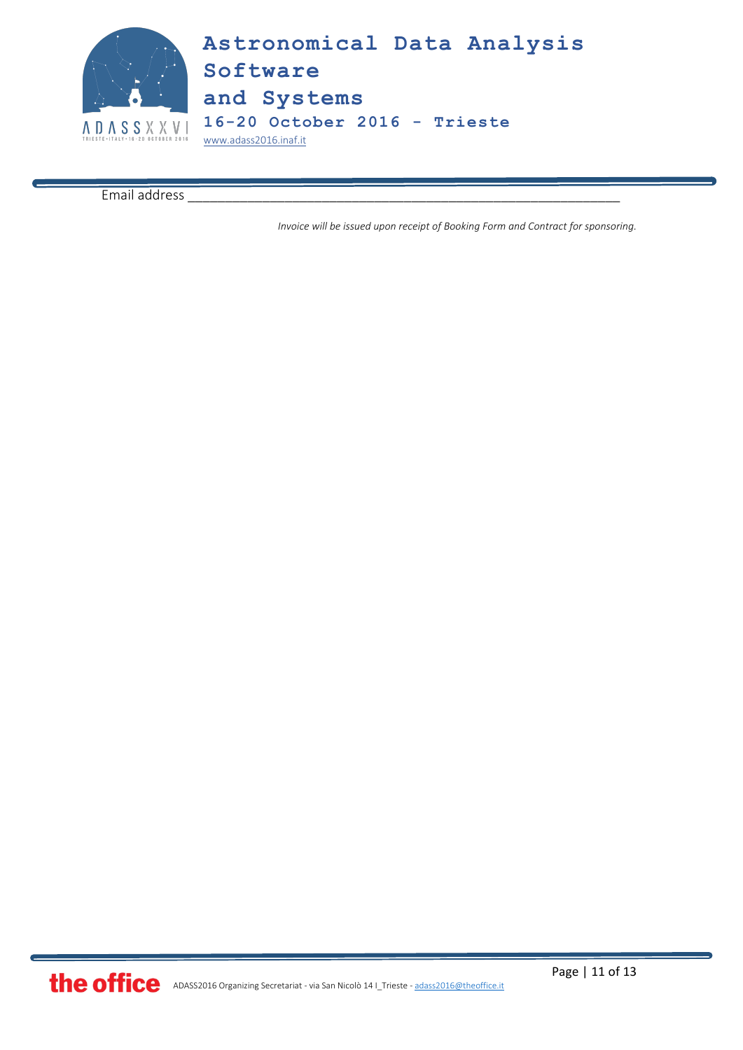Email address _______________________________________________________________

*Invoice will be issued upon receipt of Booking Form and Contract for sponsoring.*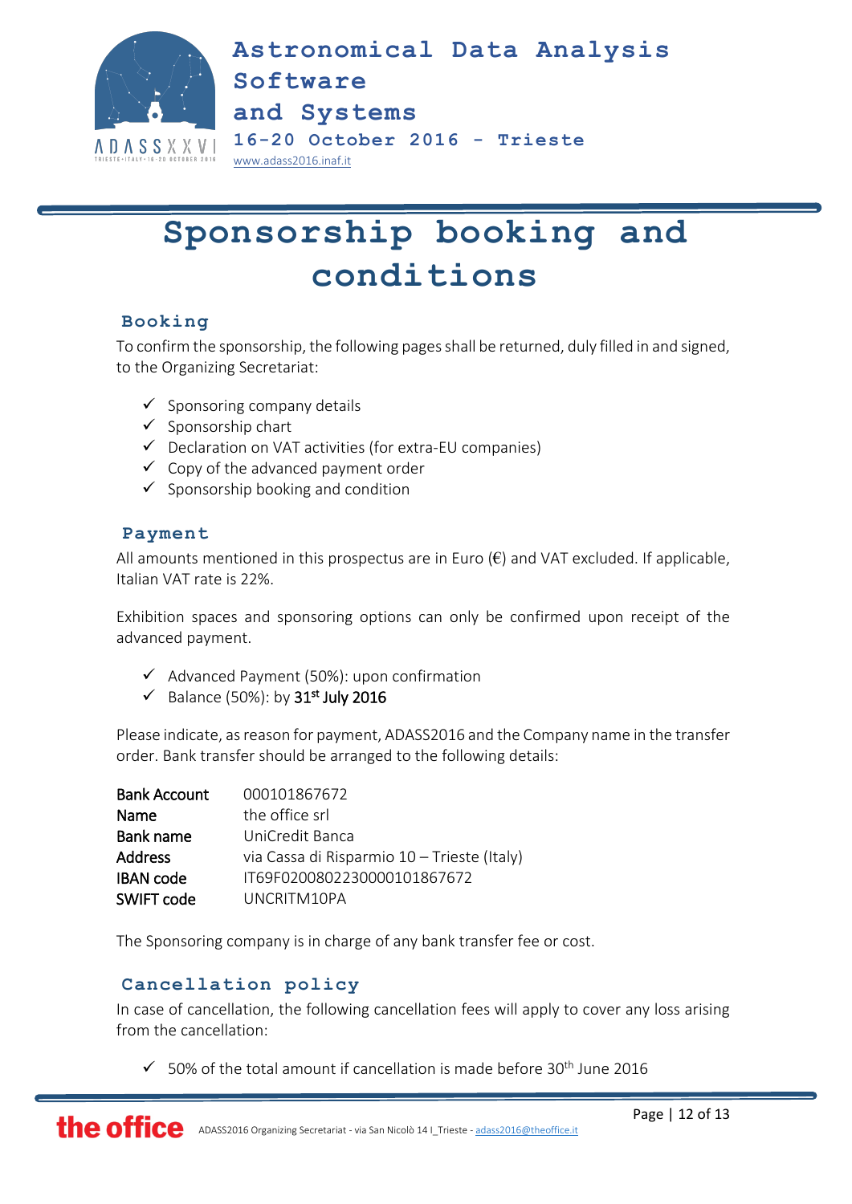# Sponsorship booking and conditions

## Booking

To confirm the sponsorship, the following pages shall be returned, duly filled in and signed, to the Organizing Secretariat:

- ✓ Sponsoring company details
- ✓ Sponsorship chart
- ✓ Declaration on VAT activities (for extra-EU companies)
- ✓ Copy of the advanced payment order
- ✓ Sponsorship booking and condition

## Payment

All amounts mentioned in this prospectus are in Euro (€) and VAT excluded. If applicable, Italian VAT rate is 22%.

Exhibition spaces and sponsoring options can only be confirmed upon receipt of the advanced payment.

- ✓ Advanced Payment (50%): upon confirmation
- ✓ Balance (50%): by 31st July 2016

Please indicate, as reason for payment, ADASS2016 and the Company name in the transfer order. Bank transfer should be arranged to the following details:

| | |
|---|---|
| **Bank Account** | 000101867672 |
| **Name** | the office srl |
| **Bank name** | UniCredit Banca |
| **Address** | via Cassa di Risparmio 10 – Trieste (Italy) |
| **IBAN code** | IT69F0200802230000101867672 |
| **SWIFT code** | UNCRITM10PA |

The Sponsoring company is in charge of any bank transfer fee or cost.

## Cancellation policy

In case of cancellation, the following cancellation fees will apply to cover any loss arising from the cancellation:

- ✓ 50% of the total amount if cancellation is made before 30th June 2016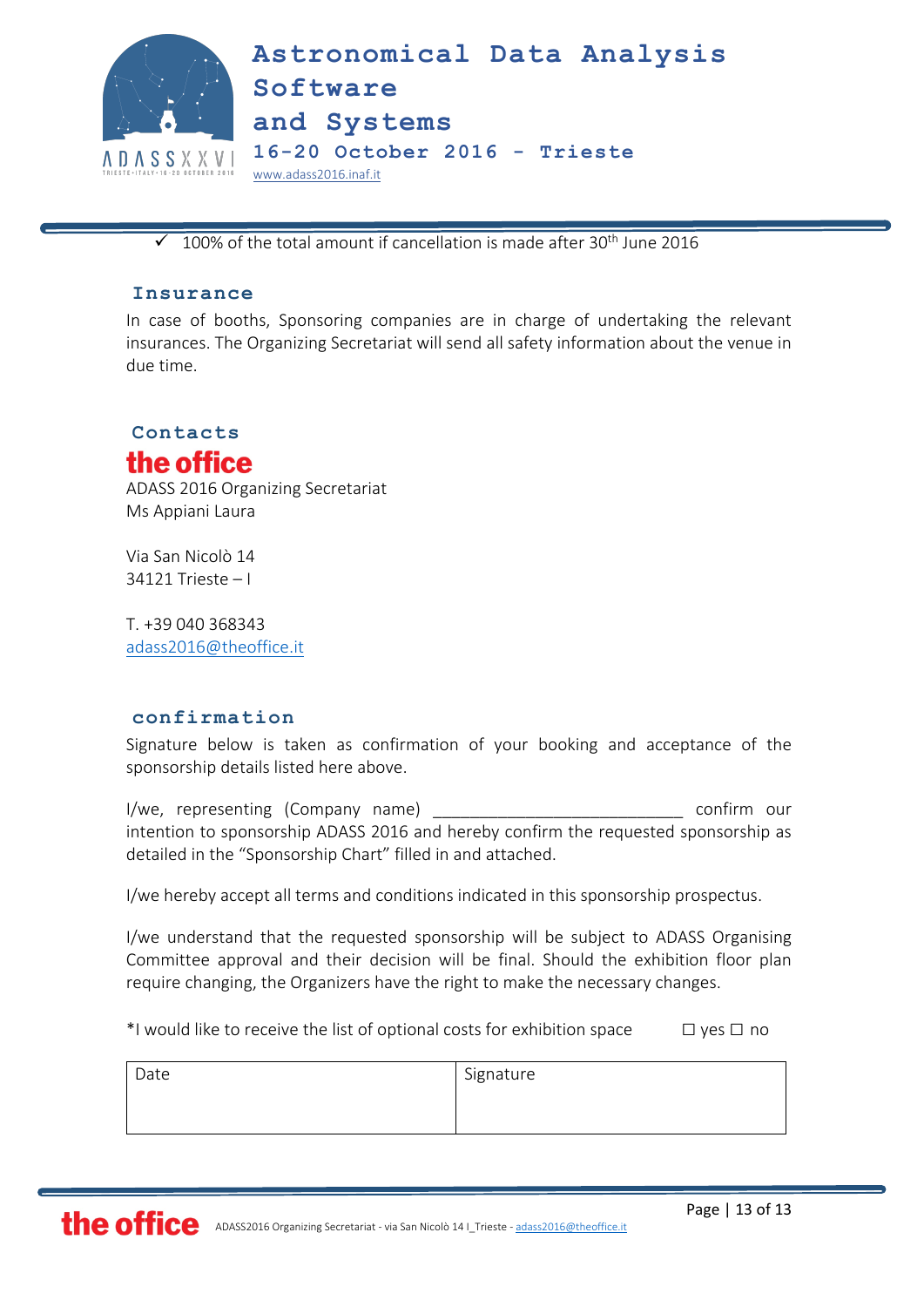- ✓ 100% of the total amount if cancellation is made after 30th June 2016

## Insurance

In case of booths, Sponsoring companies are in charge of undertaking the relevant insurances. The Organizing Secretariat will send all safety information about the venue in due time.

## Contacts

**the office**

ADASS 2016 Organizing Secretariat
Ms Appiani Laura

Via San Nicolò 14
34121 Trieste – I

T. +39 040 368343
adass2016@theoffice.it

## confirmation

Signature below is taken as confirmation of your booking and acceptance of the sponsorship details listed here above.

I/we, representing (Company name) ___________________________ confirm our intention to sponsorship ADASS 2016 and hereby confirm the requested sponsorship as detailed in the "Sponsorship Chart" filled in and attached.

I/we hereby accept all terms and conditions indicated in this sponsorship prospectus.

I/we understand that the requested sponsorship will be subject to ADASS Organising Committee approval and their decision will be final. Should the exhibition floor plan require changing, the Organizers have the right to make the necessary changes.

*I would like to receive the list of optional costs for exhibition space ☐ yes ☐ no

| Date | Signature |
|---|---|
| | |